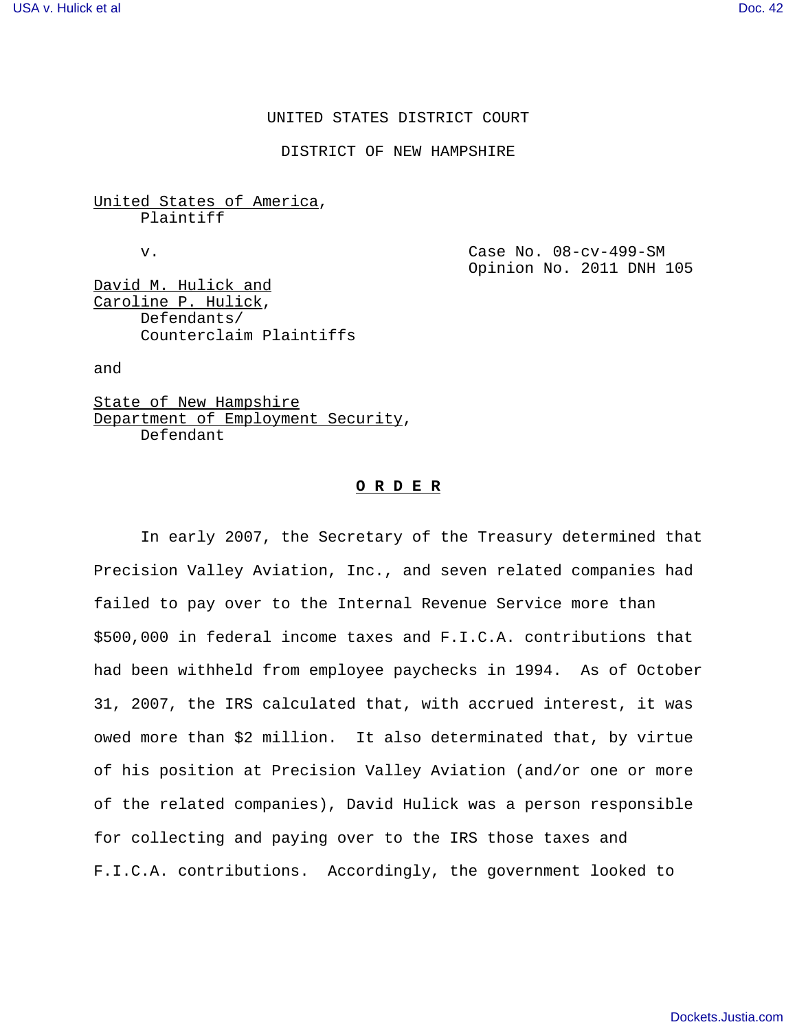UNITED STATES DISTRICT COURT

DISTRICT OF NEW HAMPSHIRE

<u>United States of America</u>,
Plaintiff

v.

Case No. 08-cv-499-SM
Opinion No. 2011 DNH 105

<u>David M. Hulick and</u>
<u>Caroline P. Hulick</u>,
Defendants/
Counterclaim Plaintiffs

and

<u>State of New Hampshire</u>
<u>Department of Employment Security</u>,
Defendant

**O R D E R**

In early 2007, the Secretary of the Treasury determined that Precision Valley Aviation, Inc., and seven related companies had failed to pay over to the Internal Revenue Service more than $500,000 in federal income taxes and F.I.C.A. contributions that had been withheld from employee paychecks in 1994. As of October 31, 2007, the IRS calculated that, with accrued interest, it was owed more than $2 million. It also determinated that, by virtue of his position at Precision Valley Aviation (and/or one or more of the related companies), David Hulick was a person responsible for collecting and paying over to the IRS those taxes and F.I.C.A. contributions. Accordingly, the government looked to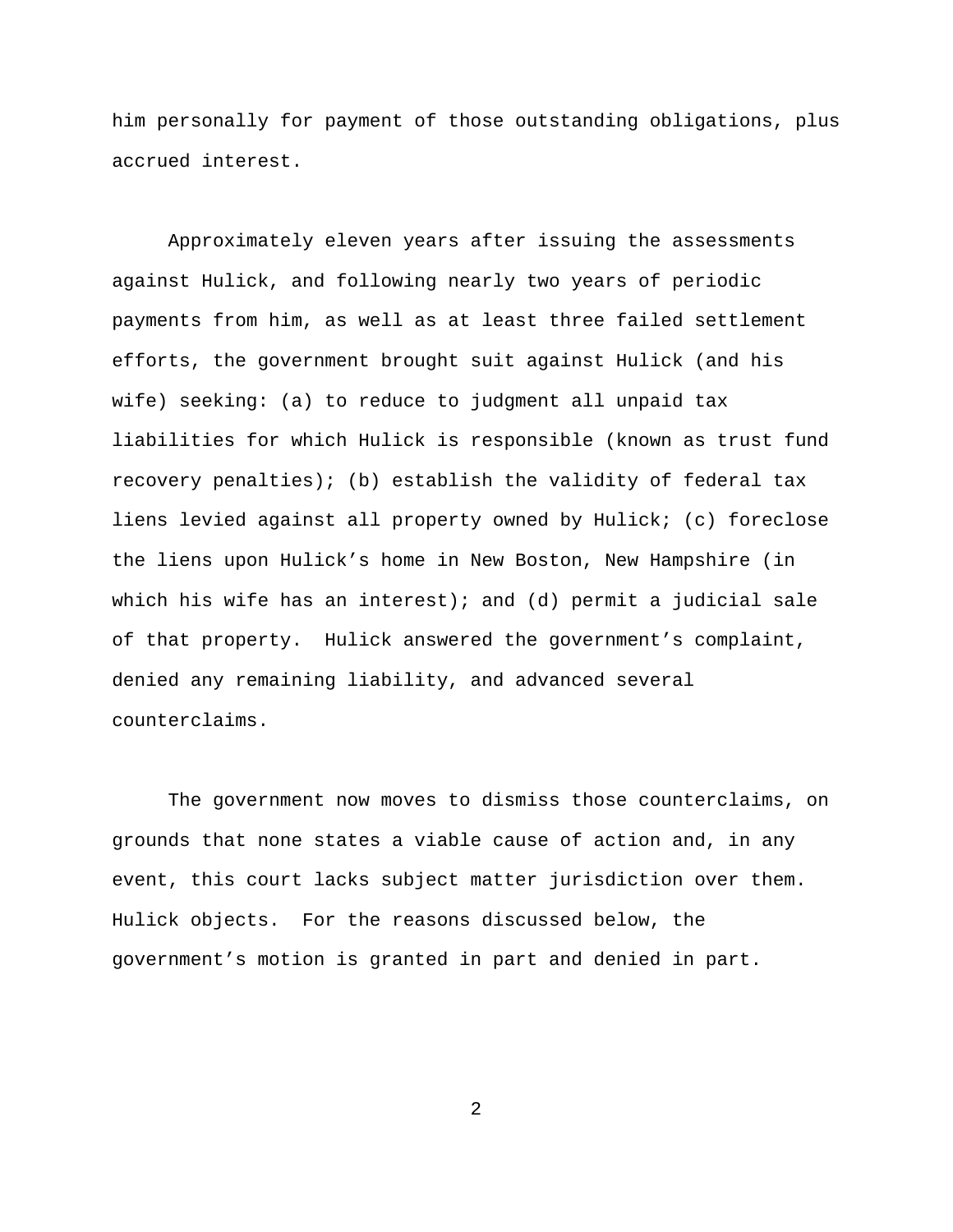him personally for payment of those outstanding obligations, plus accrued interest.

Approximately eleven years after issuing the assessments against Hulick, and following nearly two years of periodic payments from him, as well as at least three failed settlement efforts, the government brought suit against Hulick (and his wife) seeking: (a) to reduce to judgment all unpaid tax liabilities for which Hulick is responsible (known as trust fund recovery penalties); (b) establish the validity of federal tax liens levied against all property owned by Hulick; (c) foreclose the liens upon Hulick's home in New Boston, New Hampshire (in which his wife has an interest); and (d) permit a judicial sale of that property. Hulick answered the government's complaint, denied any remaining liability, and advanced several counterclaims.

The government now moves to dismiss those counterclaims, on grounds that none states a viable cause of action and, in any event, this court lacks subject matter jurisdiction over them. Hulick objects. For the reasons discussed below, the government's motion is granted in part and denied in part.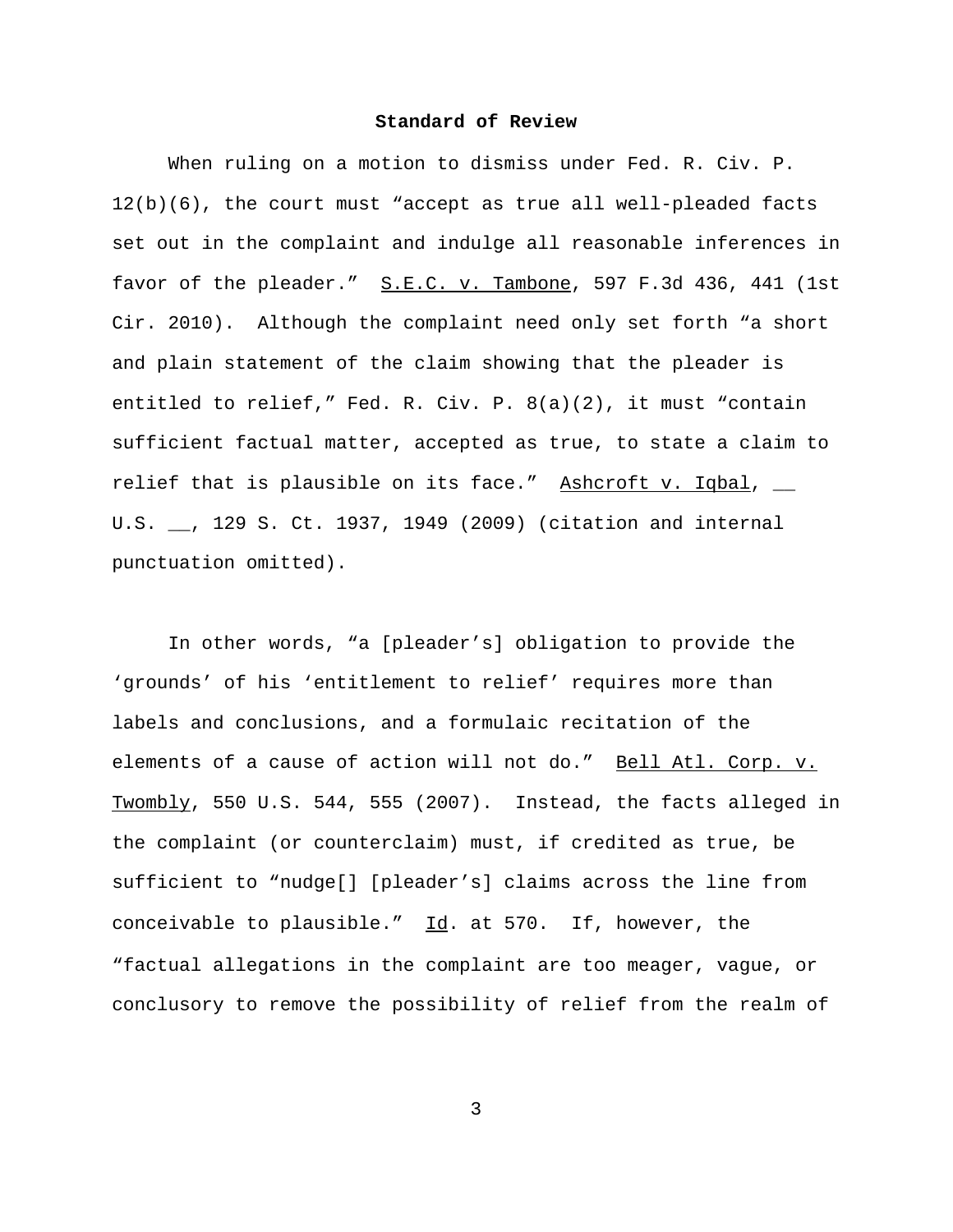**Standard of Review**

When ruling on a motion to dismiss under Fed. R. Civ. P. 12(b)(6), the court must "accept as true all well-pleaded facts set out in the complaint and indulge all reasonable inferences in favor of the pleader." S.E.C. v. Tambone, 597 F.3d 436, 441 (1st Cir. 2010). Although the complaint need only set forth "a short and plain statement of the claim showing that the pleader is entitled to relief," Fed. R. Civ. P. 8(a)(2), it must "contain sufficient factual matter, accepted as true, to state a claim to relief that is plausible on its face." Ashcroft v. Iqbal, __ U.S. __, 129 S. Ct. 1937, 1949 (2009) (citation and internal punctuation omitted).

In other words, "a [pleader's] obligation to provide the 'grounds' of his 'entitlement to relief' requires more than labels and conclusions, and a formulaic recitation of the elements of a cause of action will not do." Bell Atl. Corp. v. Twombly, 550 U.S. 544, 555 (2007). Instead, the facts alleged in the complaint (or counterclaim) must, if credited as true, be sufficient to "nudge[] [pleader's] claims across the line from conceivable to plausible." Id. at 570. If, however, the "factual allegations in the complaint are too meager, vague, or conclusory to remove the possibility of relief from the realm of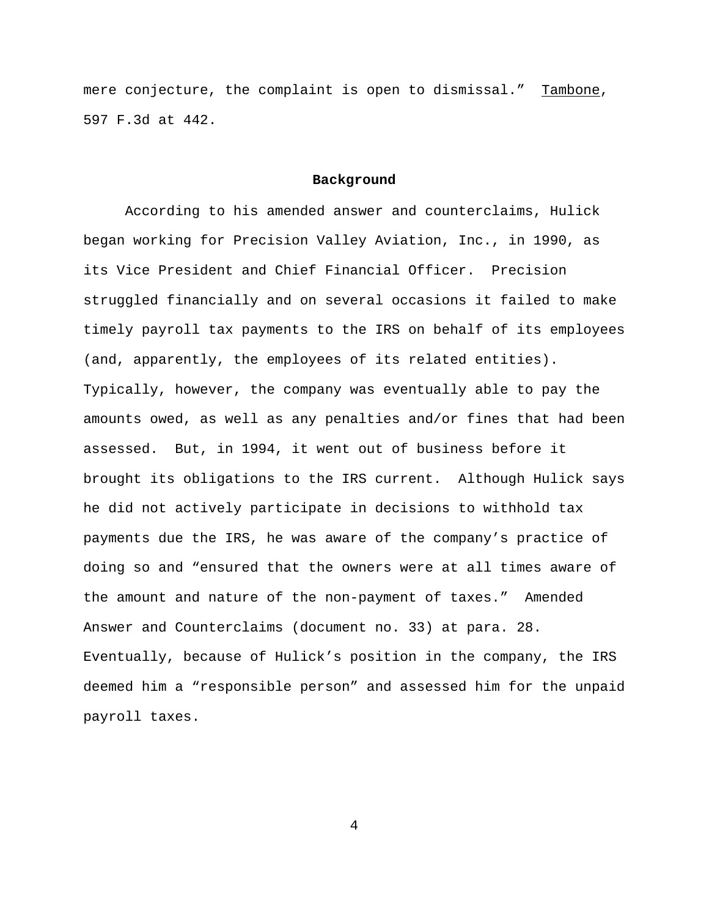mere conjecture, the complaint is open to dismissal." Tambone, 597 F.3d at 442.

## Background

According to his amended answer and counterclaims, Hulick began working for Precision Valley Aviation, Inc., in 1990, as its Vice President and Chief Financial Officer. Precision struggled financially and on several occasions it failed to make timely payroll tax payments to the IRS on behalf of its employees (and, apparently, the employees of its related entities). Typically, however, the company was eventually able to pay the amounts owed, as well as any penalties and/or fines that had been assessed. But, in 1994, it went out of business before it brought its obligations to the IRS current. Although Hulick says he did not actively participate in decisions to withhold tax payments due the IRS, he was aware of the company's practice of doing so and "ensured that the owners were at all times aware of the amount and nature of the non-payment of taxes." Amended Answer and Counterclaims (document no. 33) at para. 28. Eventually, because of Hulick's position in the company, the IRS deemed him a "responsible person" and assessed him for the unpaid payroll taxes.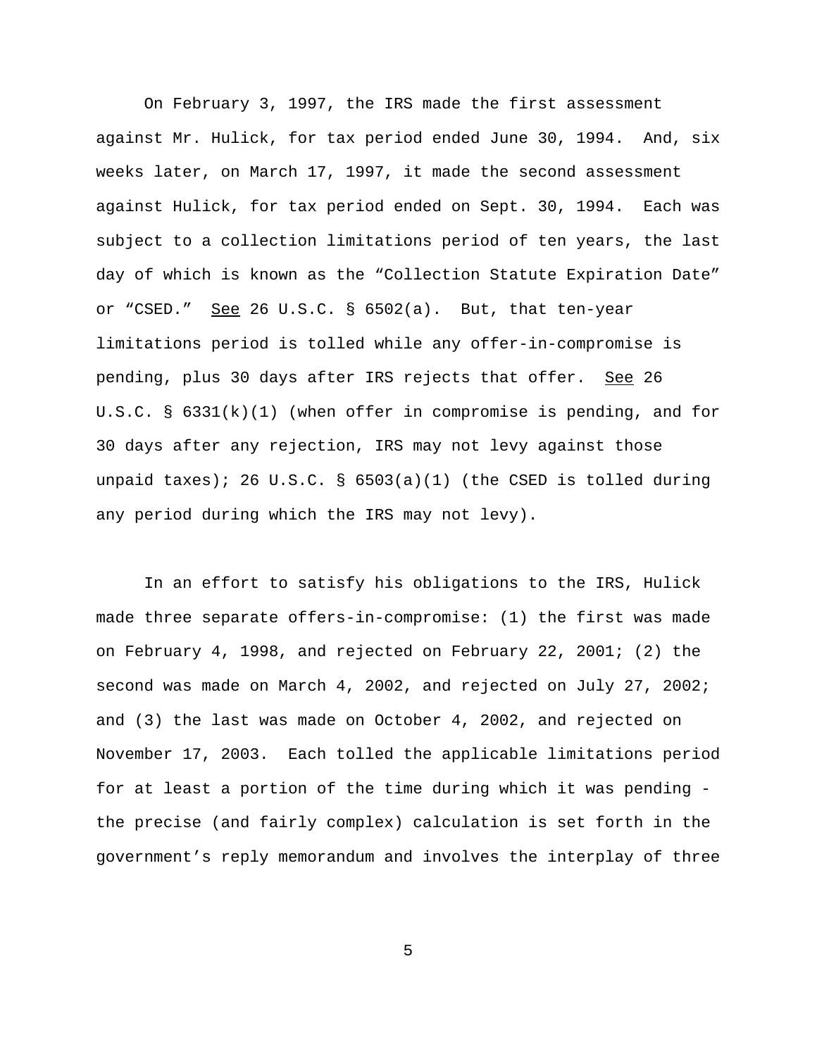On February 3, 1997, the IRS made the first assessment against Mr. Hulick, for tax period ended June 30, 1994. And, six weeks later, on March 17, 1997, it made the second assessment against Hulick, for tax period ended on Sept. 30, 1994. Each was subject to a collection limitations period of ten years, the last day of which is known as the "Collection Statute Expiration Date" or "CSED." See 26 U.S.C. § 6502(a). But, that ten-year limitations period is tolled while any offer-in-compromise is pending, plus 30 days after IRS rejects that offer. See 26 U.S.C. § 6331(k)(1) (when offer in compromise is pending, and for 30 days after any rejection, IRS may not levy against those unpaid taxes); 26 U.S.C. § 6503(a)(1) (the CSED is tolled during any period during which the IRS may not levy).

In an effort to satisfy his obligations to the IRS, Hulick made three separate offers-in-compromise: (1) the first was made on February 4, 1998, and rejected on February 22, 2001; (2) the second was made on March 4, 2002, and rejected on July 27, 2002; and (3) the last was made on October 4, 2002, and rejected on November 17, 2003. Each tolled the applicable limitations period for at least a portion of the time during which it was pending - the precise (and fairly complex) calculation is set forth in the government's reply memorandum and involves the interplay of three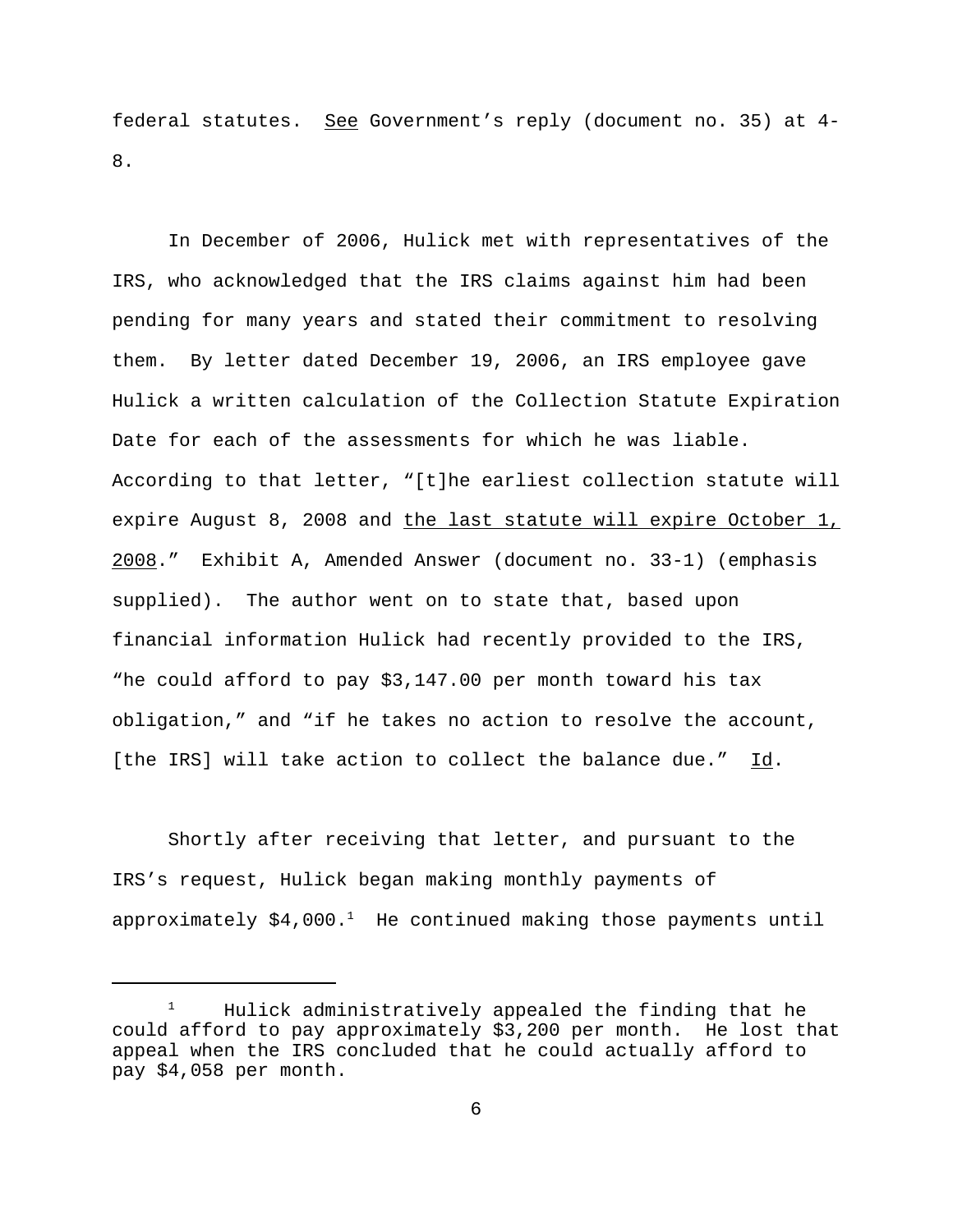federal statutes. See Government's reply (document no. 35) at 4-8.

In December of 2006, Hulick met with representatives of the IRS, who acknowledged that the IRS claims against him had been pending for many years and stated their commitment to resolving them. By letter dated December 19, 2006, an IRS employee gave Hulick a written calculation of the Collection Statute Expiration Date for each of the assessments for which he was liable. According to that letter, "[t]he earliest collection statute will expire August 8, 2008 and the last statute will expire October 1, 2008." Exhibit A, Amended Answer (document no. 33-1) (emphasis supplied). The author went on to state that, based upon financial information Hulick had recently provided to the IRS, "he could afford to pay $3,147.00 per month toward his tax obligation," and "if he takes no action to resolve the account, [the IRS] will take action to collect the balance due." Id.

Shortly after receiving that letter, and pursuant to the IRS's request, Hulick began making monthly payments of approximately $4,000.[1] He continued making those payments until

---

[1] Hulick administratively appealed the finding that he could afford to pay approximately $3,200 per month. He lost that appeal when the IRS concluded that he could actually afford to pay $4,058 per month.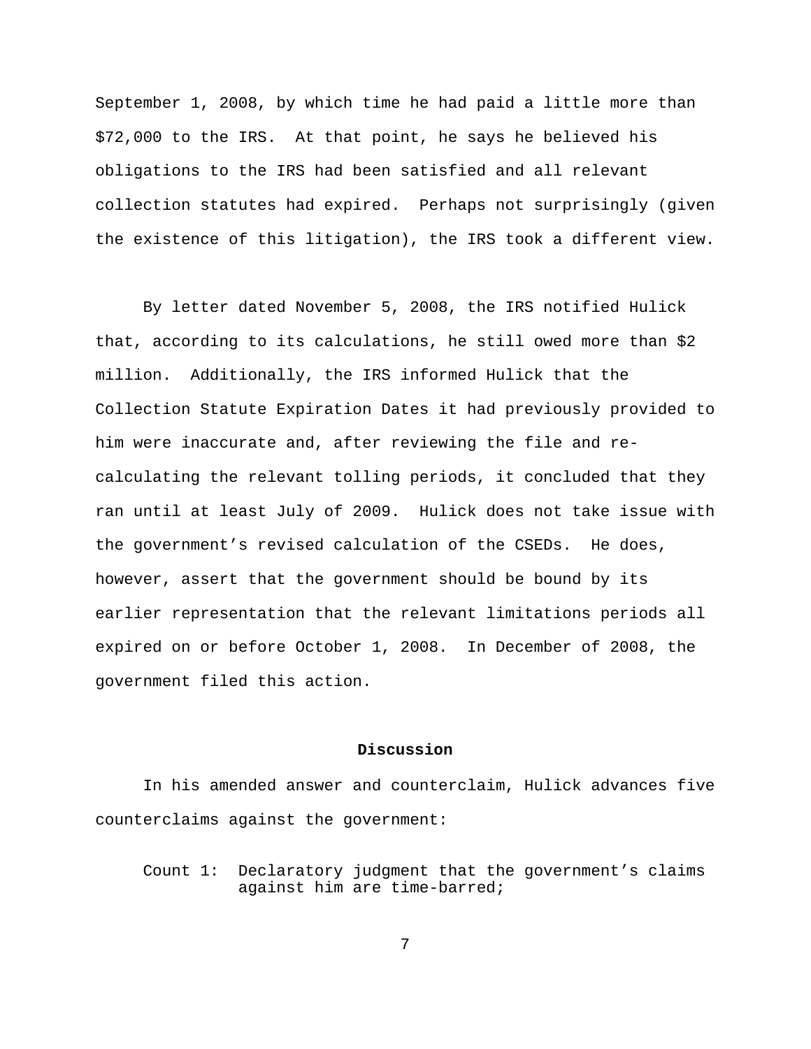September 1, 2008, by which time he had paid a little more than $72,000 to the IRS. At that point, he says he believed his obligations to the IRS had been satisfied and all relevant collection statutes had expired. Perhaps not surprisingly (given the existence of this litigation), the IRS took a different view.

By letter dated November 5, 2008, the IRS notified Hulick that, according to its calculations, he still owed more than $2 million. Additionally, the IRS informed Hulick that the Collection Statute Expiration Dates it had previously provided to him were inaccurate and, after reviewing the file and re-calculating the relevant tolling periods, it concluded that they ran until at least July of 2009. Hulick does not take issue with the government's revised calculation of the CSEDs. He does, however, assert that the government should be bound by its earlier representation that the relevant limitations periods all expired on or before October 1, 2008. In December of 2008, the government filed this action.

## Discussion

In his amended answer and counterclaim, Hulick advances five counterclaims against the government:

Count 1: Declaratory judgment that the government's claims against him are time-barred;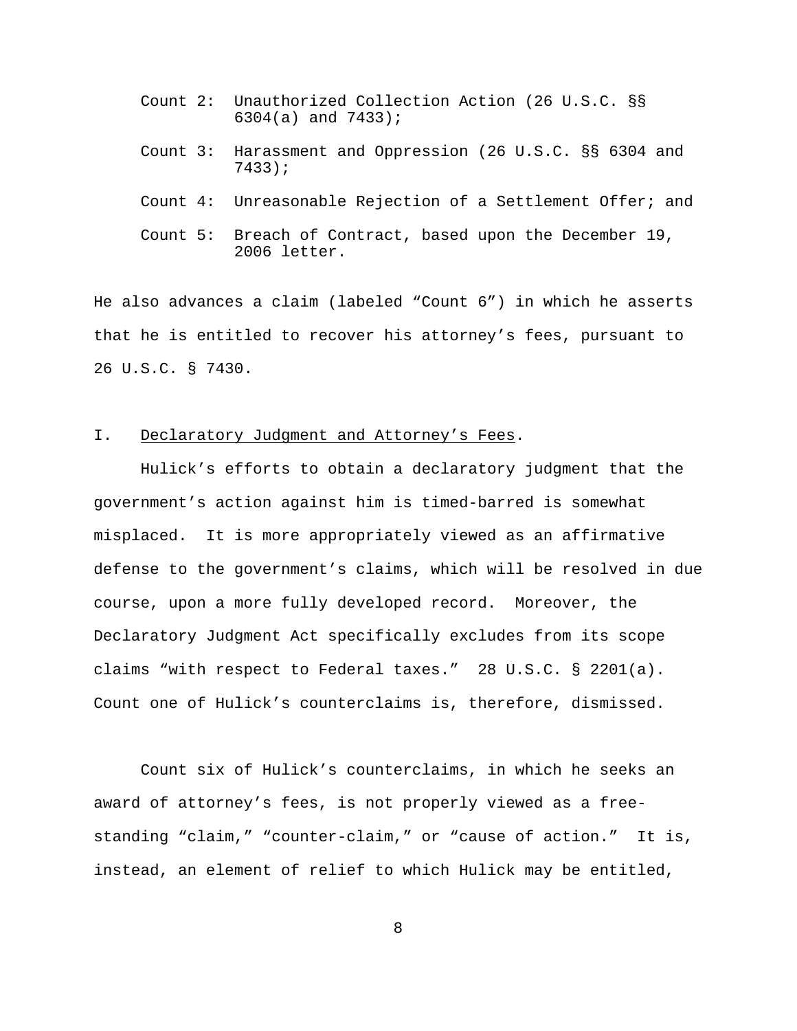Count 2: Unauthorized Collection Action (26 U.S.C. §§ 6304(a) and 7433);

Count 3: Harassment and Oppression (26 U.S.C. §§ 6304 and 7433);

Count 4: Unreasonable Rejection of a Settlement Offer; and

Count 5: Breach of Contract, based upon the December 19, 2006 letter.

He also advances a claim (labeled "Count 6") in which he asserts that he is entitled to recover his attorney's fees, pursuant to 26 U.S.C. § 7430.

I. Declaratory Judgment and Attorney's Fees.

Hulick's efforts to obtain a declaratory judgment that the government's action against him is timed-barred is somewhat misplaced. It is more appropriately viewed as an affirmative defense to the government's claims, which will be resolved in due course, upon a more fully developed record. Moreover, the Declaratory Judgment Act specifically excludes from its scope claims "with respect to Federal taxes." 28 U.S.C. § 2201(a). Count one of Hulick's counterclaims is, therefore, dismissed.

Count six of Hulick's counterclaims, in which he seeks an award of attorney's fees, is not properly viewed as a free-standing "claim," "counter-claim," or "cause of action." It is, instead, an element of relief to which Hulick may be entitled,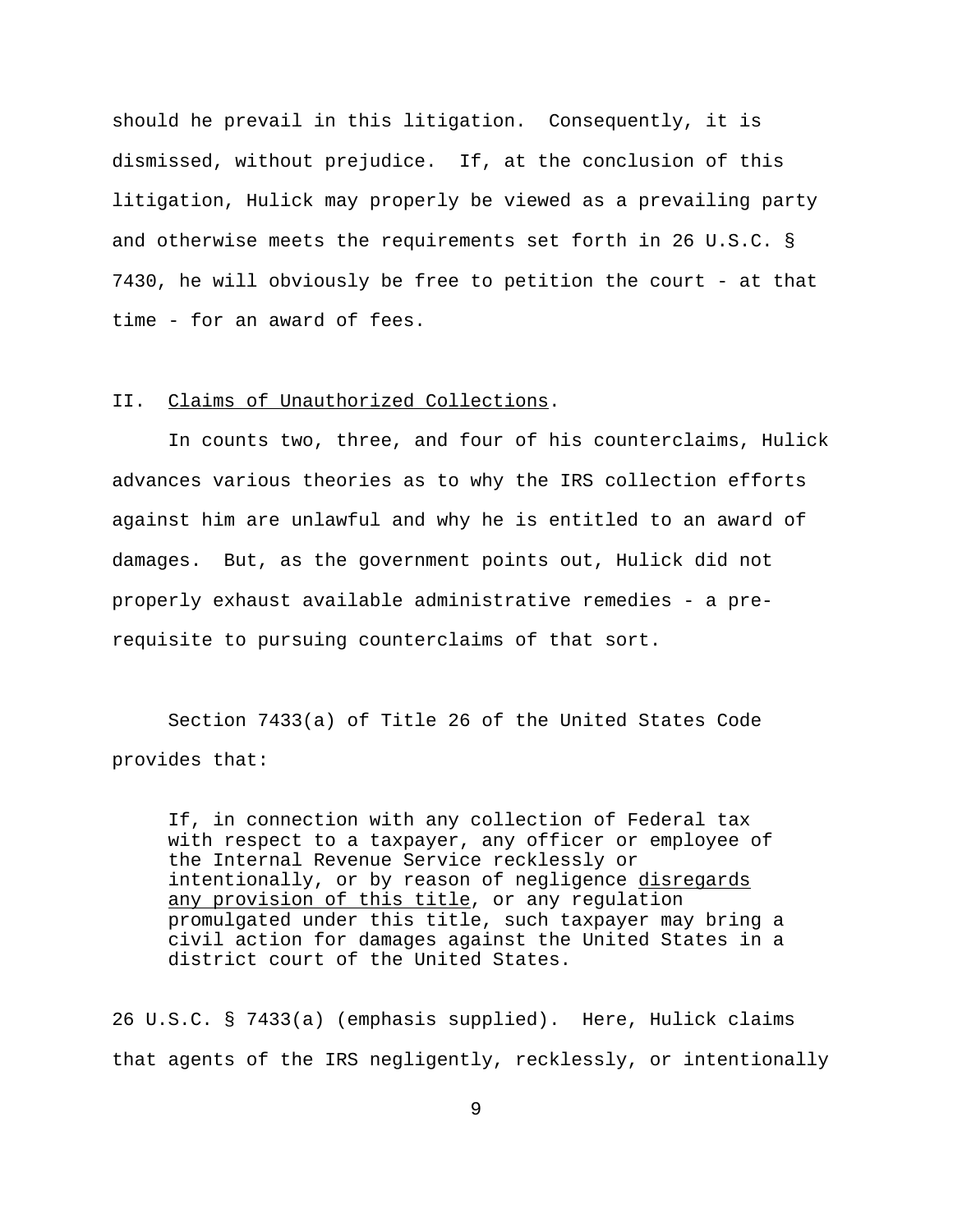should he prevail in this litigation. Consequently, it is dismissed, without prejudice. If, at the conclusion of this litigation, Hulick may properly be viewed as a prevailing party and otherwise meets the requirements set forth in 26 U.S.C. § 7430, he will obviously be free to petition the court - at that time - for an award of fees.

## II. Claims of Unauthorized Collections.

In counts two, three, and four of his counterclaims, Hulick advances various theories as to why the IRS collection efforts against him are unlawful and why he is entitled to an award of damages. But, as the government points out, Hulick did not properly exhaust available administrative remedies - a pre-requisite to pursuing counterclaims of that sort.

Section 7433(a) of Title 26 of the United States Code provides that:

> If, in connection with any collection of Federal tax with respect to a taxpayer, any officer or employee of the Internal Revenue Service recklessly or intentionally, or by reason of negligence <u>disregards any provision of this title</u>, or any regulation promulgated under this title, such taxpayer may bring a civil action for damages against the United States in a district court of the United States.

26 U.S.C. § 7433(a) (emphasis supplied). Here, Hulick claims that agents of the IRS negligently, recklessly, or intentionally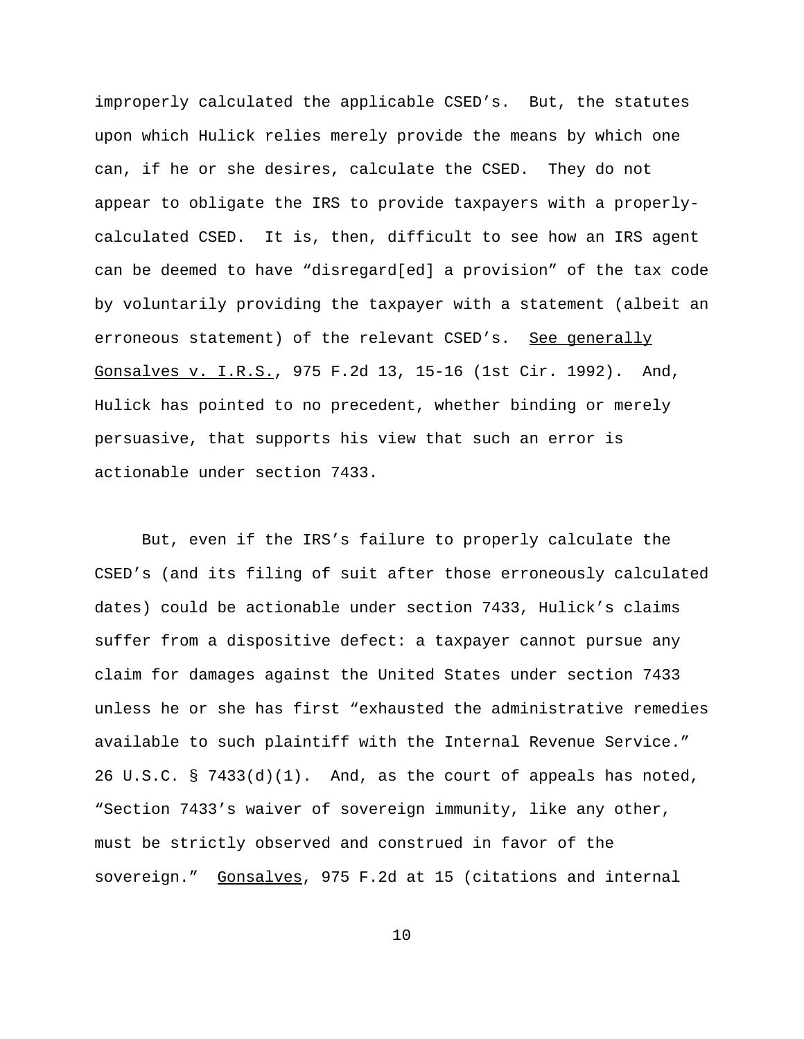improperly calculated the applicable CSED's. But, the statutes upon which Hulick relies merely provide the means by which one can, if he or she desires, calculate the CSED. They do not appear to obligate the IRS to provide taxpayers with a properly-calculated CSED. It is, then, difficult to see how an IRS agent can be deemed to have "disregard[ed] a provision" of the tax code by voluntarily providing the taxpayer with a statement (albeit an erroneous statement) of the relevant CSED's. See generally Gonsalves v. I.R.S., 975 F.2d 13, 15-16 (1st Cir. 1992). And, Hulick has pointed to no precedent, whether binding or merely persuasive, that supports his view that such an error is actionable under section 7433.

But, even if the IRS's failure to properly calculate the CSED's (and its filing of suit after those erroneously calculated dates) could be actionable under section 7433, Hulick's claims suffer from a dispositive defect: a taxpayer cannot pursue any claim for damages against the United States under section 7433 unless he or she has first "exhausted the administrative remedies available to such plaintiff with the Internal Revenue Service." 26 U.S.C. § 7433(d)(1). And, as the court of appeals has noted, "Section 7433's waiver of sovereign immunity, like any other, must be strictly observed and construed in favor of the sovereign." Gonsalves, 975 F.2d at 15 (citations and internal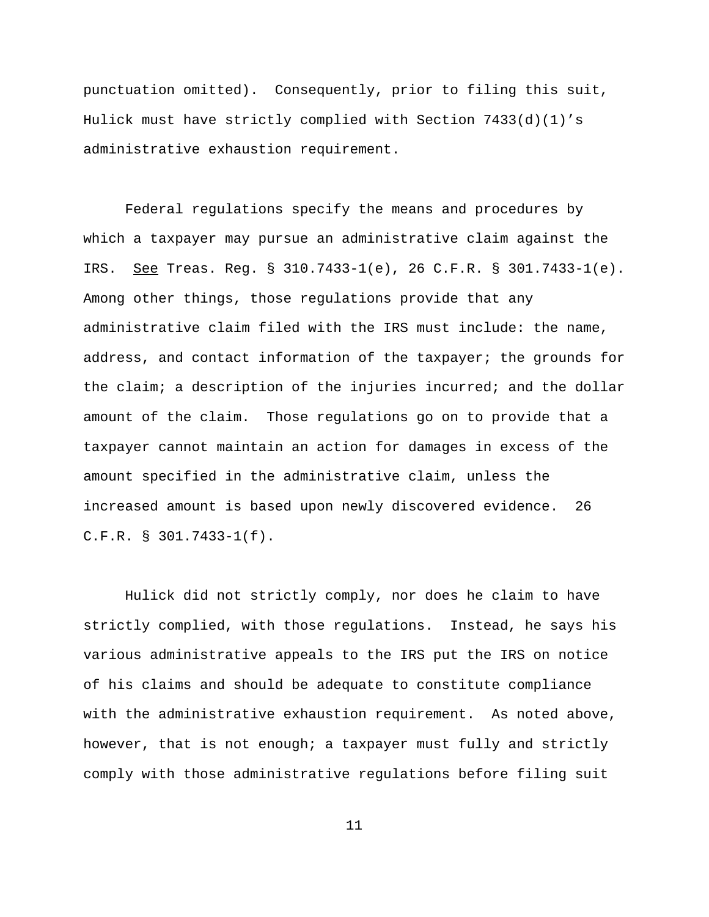punctuation omitted). Consequently, prior to filing this suit, Hulick must have strictly complied with Section 7433(d)(1)'s administrative exhaustion requirement.

Federal regulations specify the means and procedures by which a taxpayer may pursue an administrative claim against the IRS. See Treas. Reg. § 310.7433-1(e), 26 C.F.R. § 301.7433-1(e). Among other things, those regulations provide that any administrative claim filed with the IRS must include: the name, address, and contact information of the taxpayer; the grounds for the claim; a description of the injuries incurred; and the dollar amount of the claim. Those regulations go on to provide that a taxpayer cannot maintain an action for damages in excess of the amount specified in the administrative claim, unless the increased amount is based upon newly discovered evidence. 26 C.F.R. § 301.7433-1(f).

Hulick did not strictly comply, nor does he claim to have strictly complied, with those regulations. Instead, he says his various administrative appeals to the IRS put the IRS on notice of his claims and should be adequate to constitute compliance with the administrative exhaustion requirement. As noted above, however, that is not enough; a taxpayer must fully and strictly comply with those administrative regulations before filing suit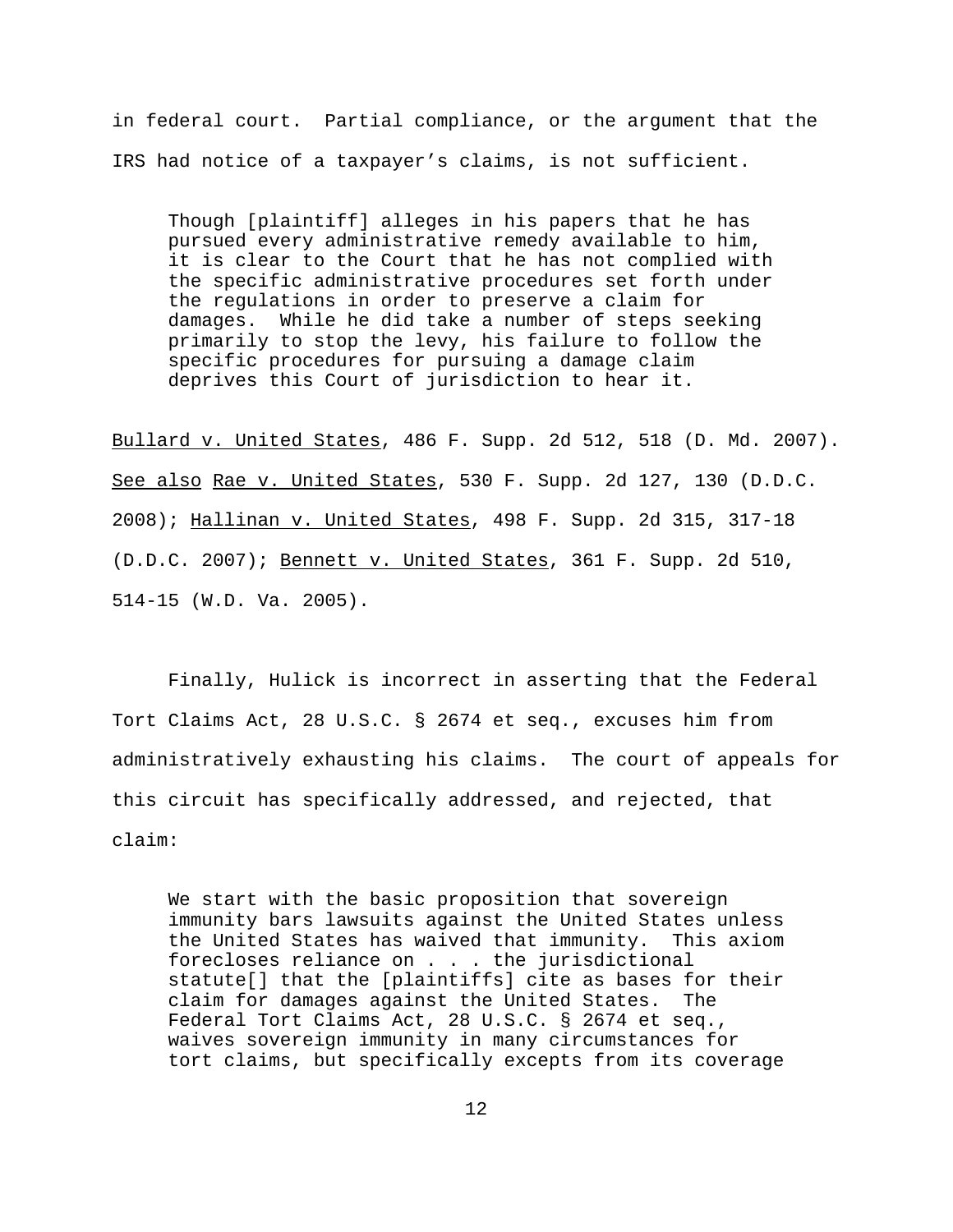in federal court. Partial compliance, or the argument that the IRS had notice of a taxpayer's claims, is not sufficient.

> Though [plaintiff] alleges in his papers that he has pursued every administrative remedy available to him, it is clear to the Court that he has not complied with the specific administrative procedures set forth under the regulations in order to preserve a claim for damages. While he did take a number of steps seeking primarily to stop the levy, his failure to follow the specific procedures for pursuing a damage claim deprives this Court of jurisdiction to hear it.

Bullard v. United States, 486 F. Supp. 2d 512, 518 (D. Md. 2007). See also Rae v. United States, 530 F. Supp. 2d 127, 130 (D.D.C. 2008); Hallinan v. United States, 498 F. Supp. 2d 315, 317-18 (D.D.C. 2007); Bennett v. United States, 361 F. Supp. 2d 510, 514-15 (W.D. Va. 2005).

Finally, Hulick is incorrect in asserting that the Federal Tort Claims Act, 28 U.S.C. § 2674 et seq., excuses him from administratively exhausting his claims. The court of appeals for this circuit has specifically addressed, and rejected, that claim:

> We start with the basic proposition that sovereign immunity bars lawsuits against the United States unless the United States has waived that immunity. This axiom forecloses reliance on . . . the jurisdictional statute[] that the [plaintiffs] cite as bases for their claim for damages against the United States. The Federal Tort Claims Act, 28 U.S.C. § 2674 et seq., waives sovereign immunity in many circumstances for tort claims, but specifically excepts from its coverage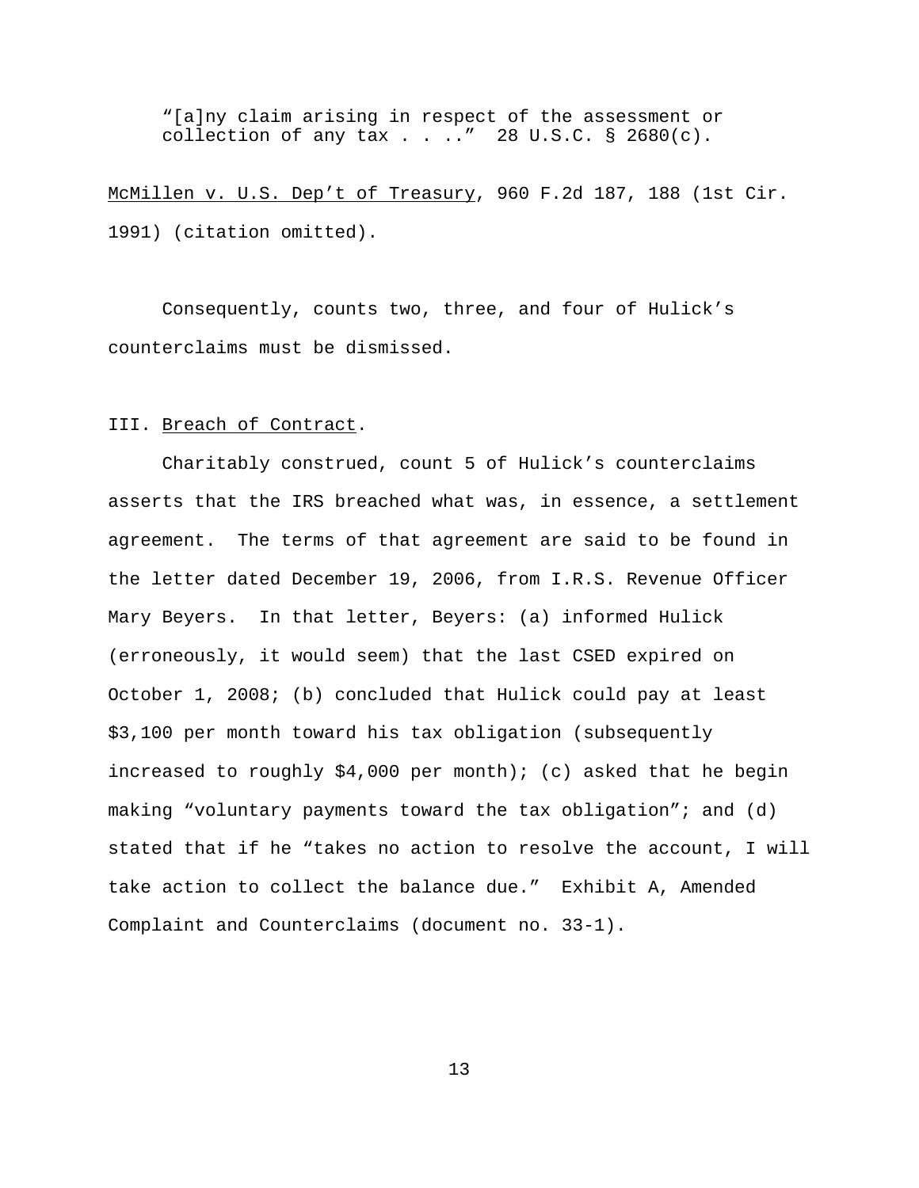> "[a]ny claim arising in respect of the assessment or collection of any tax . . .." 28 U.S.C. § 2680(c).

McMillen v. U.S. Dep't of Treasury, 960 F.2d 187, 188 (1st Cir. 1991) (citation omitted).

Consequently, counts two, three, and four of Hulick's counterclaims must be dismissed.

III. Breach of Contract.

Charitably construed, count 5 of Hulick's counterclaims asserts that the IRS breached what was, in essence, a settlement agreement. The terms of that agreement are said to be found in the letter dated December 19, 2006, from I.R.S. Revenue Officer Mary Beyers. In that letter, Beyers: (a) informed Hulick (erroneously, it would seem) that the last CSED expired on October 1, 2008; (b) concluded that Hulick could pay at least $3,100 per month toward his tax obligation (subsequently increased to roughly $4,000 per month); (c) asked that he begin making "voluntary payments toward the tax obligation"; and (d) stated that if he "takes no action to resolve the account, I will take action to collect the balance due." Exhibit A, Amended Complaint and Counterclaims (document no. 33-1).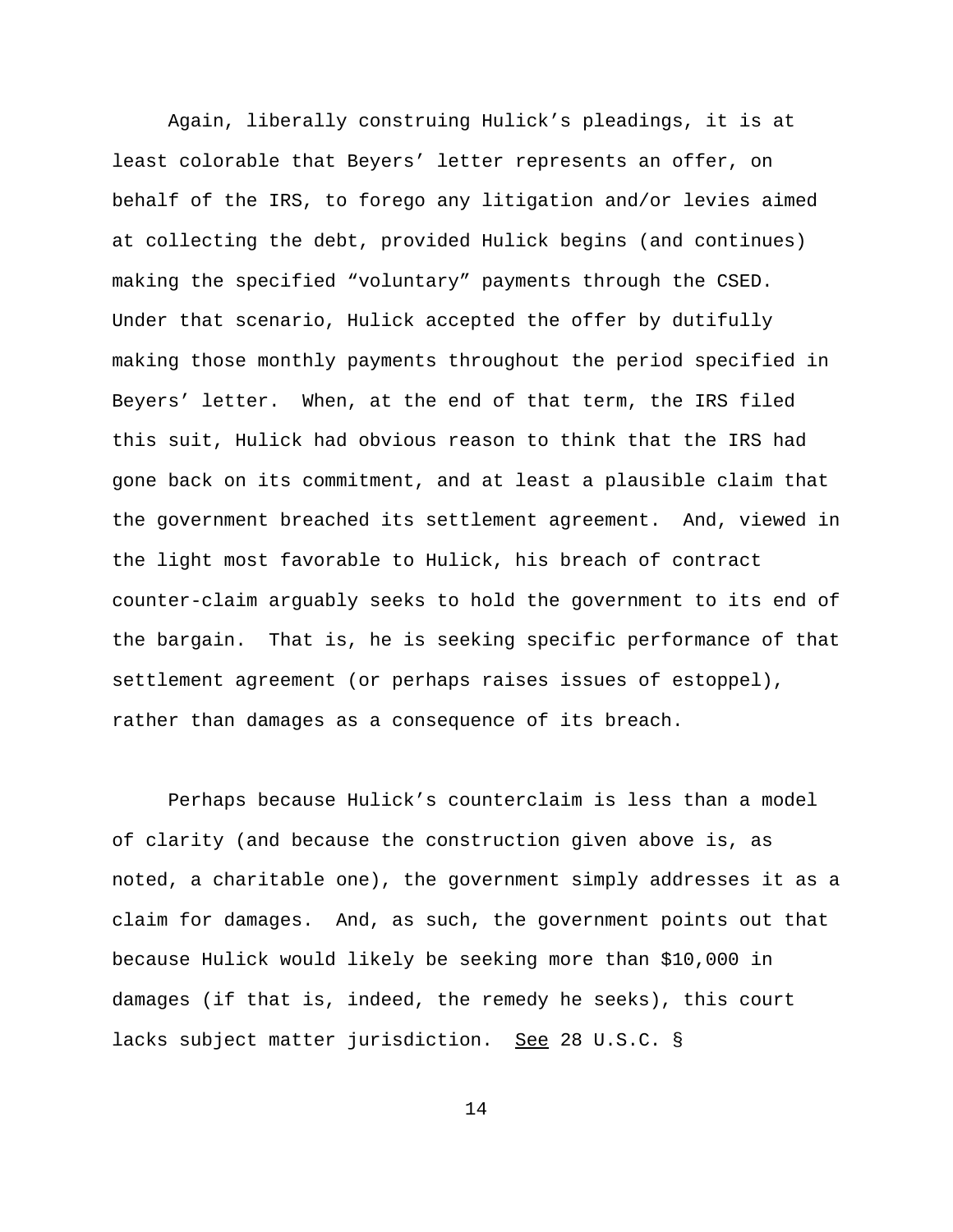Again, liberally construing Hulick's pleadings, it is at least colorable that Beyers' letter represents an offer, on behalf of the IRS, to forego any litigation and/or levies aimed at collecting the debt, provided Hulick begins (and continues) making the specified "voluntary" payments through the CSED. Under that scenario, Hulick accepted the offer by dutifully making those monthly payments throughout the period specified in Beyers' letter. When, at the end of that term, the IRS filed this suit, Hulick had obvious reason to think that the IRS had gone back on its commitment, and at least a plausible claim that the government breached its settlement agreement. And, viewed in the light most favorable to Hulick, his breach of contract counter-claim arguably seeks to hold the government to its end of the bargain. That is, he is seeking specific performance of that settlement agreement (or perhaps raises issues of estoppel), rather than damages as a consequence of its breach.

Perhaps because Hulick's counterclaim is less than a model of clarity (and because the construction given above is, as noted, a charitable one), the government simply addresses it as a claim for damages. And, as such, the government points out that because Hulick would likely be seeking more than $10,000 in damages (if that is, indeed, the remedy he seeks), this court lacks subject matter jurisdiction. See 28 U.S.C. §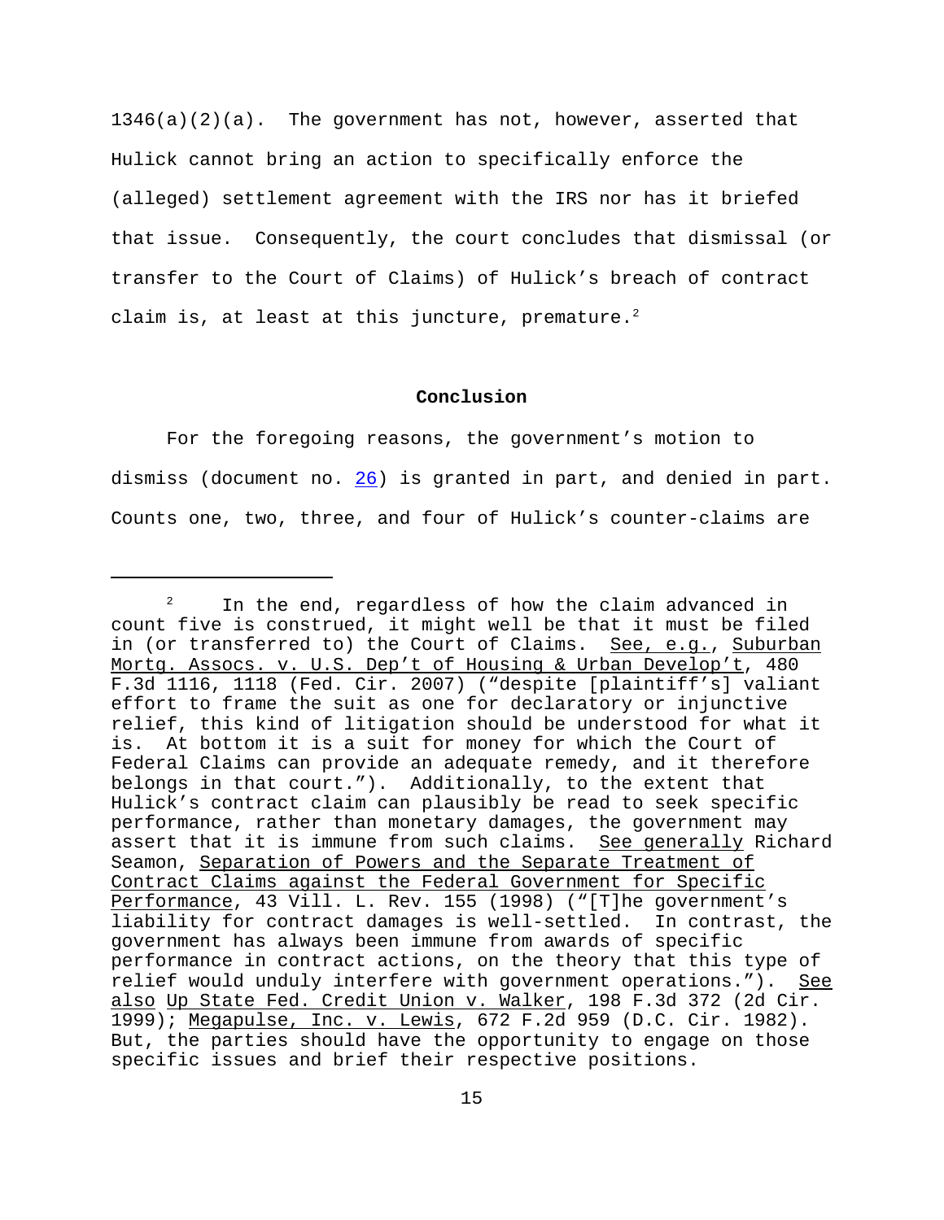1346(a)(2)(a). The government has not, however, asserted that Hulick cannot bring an action to specifically enforce the (alleged) settlement agreement with the IRS nor has it briefed that issue. Consequently, the court concludes that dismissal (or transfer to the Court of Claims) of Hulick's breach of contract claim is, at least at this juncture, premature.[2]

**Conclusion**

For the foregoing reasons, the government's motion to dismiss (document no. 26) is granted in part, and denied in part. Counts one, two, three, and four of Hulick's counter-claims are

---

[2] In the end, regardless of how the claim advanced in count five is construed, it might well be that it must be filed in (or transferred to) the Court of Claims. See, e.g., Suburban Mortg. Assocs. v. U.S. Dep't of Housing & Urban Develop't, 480 F.3d 1116, 1118 (Fed. Cir. 2007) ("despite [plaintiff's] valiant effort to frame the suit as one for declaratory or injunctive relief, this kind of litigation should be understood for what it is. At bottom it is a suit for money for which the Court of Federal Claims can provide an adequate remedy, and it therefore belongs in that court."). Additionally, to the extent that Hulick's contract claim can plausibly be read to seek specific performance, rather than monetary damages, the government may assert that it is immune from such claims. See generally Richard Seamon, Separation of Powers and the Separate Treatment of Contract Claims against the Federal Government for Specific Performance, 43 Vill. L. Rev. 155 (1998) ("[T]he government's liability for contract damages is well-settled. In contrast, the government has always been immune from awards of specific performance in contract actions, on the theory that this type of relief would unduly interfere with government operations."). See also Up State Fed. Credit Union v. Walker, 198 F.3d 372 (2d Cir. 1999); Megapulse, Inc. v. Lewis, 672 F.2d 959 (D.C. Cir. 1982). But, the parties should have the opportunity to engage on those specific issues and brief their respective positions.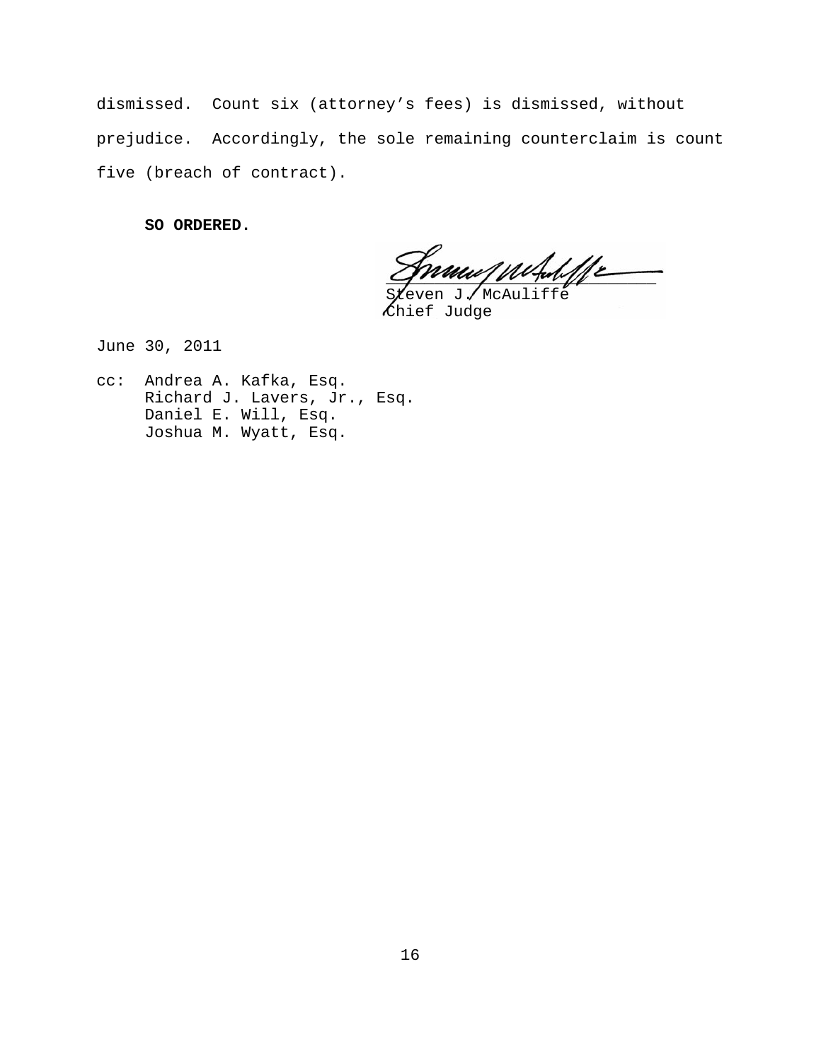dismissed. Count six (attorney's fees) is dismissed, without prejudice. Accordingly, the sole remaining counterclaim is count five (breach of contract).

**SO ORDERED.**

Steven J. McAuliffe
Chief Judge

June 30, 2011

cc: Andrea A. Kafka, Esq.
Richard J. Lavers, Jr., Esq.
Daniel E. Will, Esq.
Joshua M. Wyatt, Esq.